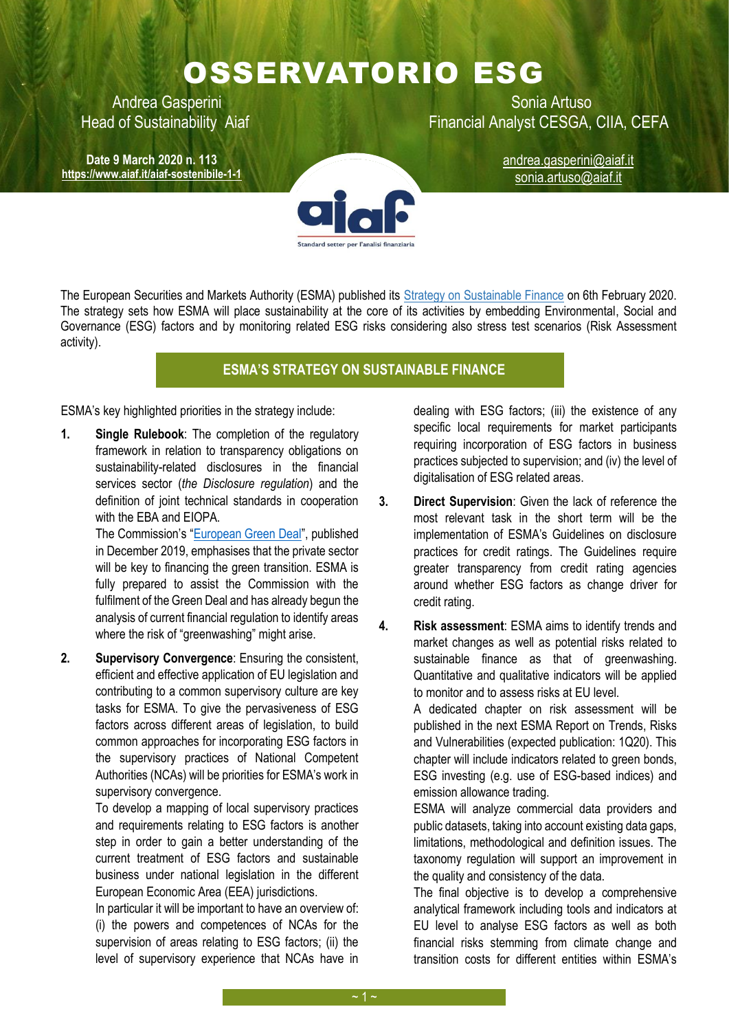# OSSERVATORIO ESG

Andrea Gasperini
Head of Sustainability Aiaf

Sonia Artuso
Financial Analyst CESGA, CIIA, CEFA

**Date 9 March 2020 n. 113**
**https://www.aiaf.it/aiaf-sostenibile-1-1**

andrea.gasperini@aiaf.it
sonia.artuso@aiaf.it

aiaf
Standard setter per l'analisi finanziaria

The European Securities and Markets Authority (ESMA) published its Strategy on Sustainable Finance on 6th February 2020. The strategy sets how ESMA will place sustainability at the core of its activities by embedding Environmental, Social and Governance (ESG) factors and by monitoring related ESG risks considering also stress test scenarios (Risk Assessment activity).

## ESMA'S STRATEGY ON SUSTAINABLE FINANCE

ESMA's key highlighted priorities in the strategy include:

1. **Single Rulebook**: The completion of the regulatory framework in relation to transparency obligations on sustainability-related disclosures in the financial services sector (*the Disclosure regulation*) and the definition of joint technical standards in cooperation with the EBA and EIOPA.
   The Commission's "European Green Deal", published in December 2019, emphasises that the private sector will be key to financing the green transition. ESMA is fully prepared to assist the Commission with the fulfilment of the Green Deal and has already begun the analysis of current financial regulation to identify areas where the risk of "greenwashing" might arise.

2. **Supervisory Convergence**: Ensuring the consistent, efficient and effective application of EU legislation and contributing to a common supervisory culture are key tasks for ESMA. To give the pervasiveness of ESG factors across different areas of legislation, to build common approaches for incorporating ESG factors in the supervisory practices of National Competent Authorities (NCAs) will be priorities for ESMA's work in supervisory convergence.
   To develop a mapping of local supervisory practices and requirements relating to ESG factors is another step in order to gain a better understanding of the current treatment of ESG factors and sustainable business under national legislation in the different European Economic Area (EEA) jurisdictions.
   In particular it will be important to have an overview of: (i) the powers and competences of NCAs for the supervision of areas relating to ESG factors; (ii) the level of supervisory experience that NCAs have in dealing with ESG factors; (iii) the existence of any specific local requirements for market participants requiring incorporation of ESG factors in business practices subjected to supervision; and (iv) the level of digitalisation of ESG related areas.

3. **Direct Supervision**: Given the lack of reference the most relevant task in the short term will be the implementation of ESMA's Guidelines on disclosure practices for credit ratings. The Guidelines require greater transparency from credit rating agencies around whether ESG factors as change driver for credit rating.

4. **Risk assessment**: ESMA aims to identify trends and market changes as well as potential risks related to sustainable finance as that of greenwashing. Quantitative and qualitative indicators will be applied to monitor and to assess risks at EU level.
   A dedicated chapter on risk assessment will be published in the next ESMA Report on Trends, Risks and Vulnerabilities (expected publication: 1Q20). This chapter will include indicators related to green bonds, ESG investing (e.g. use of ESG-based indices) and emission allowance trading.
   ESMA will analyze commercial data providers and public datasets, taking into account existing data gaps, limitations, methodological and definition issues. The taxonomy regulation will support an improvement in the quality and consistency of the data.
   The final objective is to develop a comprehensive analytical framework including tools and indicators at EU level to analyse ESG factors as well as both financial risks stemming from climate change and transition costs for different entities within ESMA's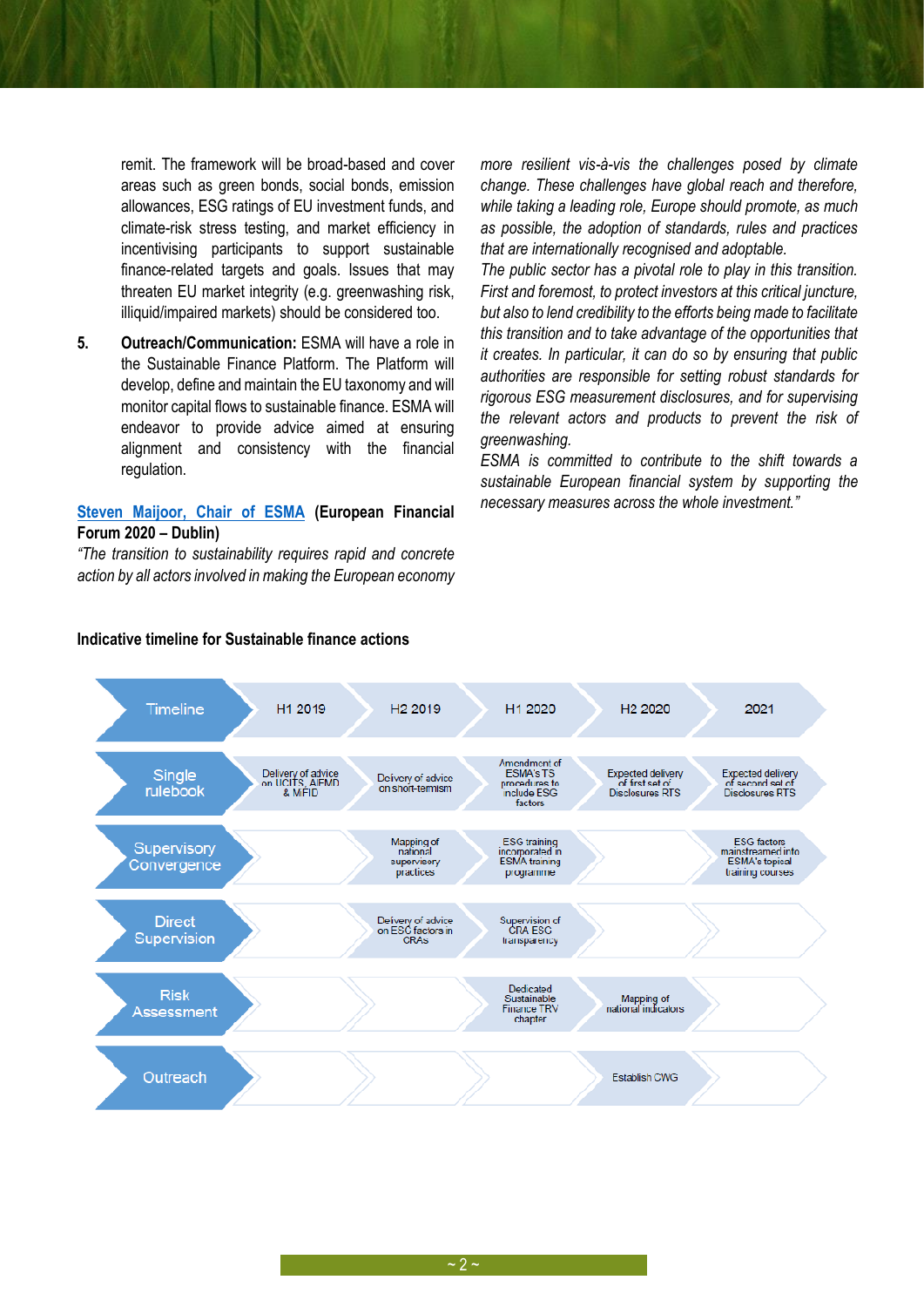remit. The framework will be broad-based and cover areas such as green bonds, social bonds, emission allowances, ESG ratings of EU investment funds, and climate-risk stress testing, and market efficiency in incentivising participants to support sustainable finance-related targets and goals. Issues that may threaten EU market integrity (e.g. greenwashing risk, illiquid/impaired markets) should be considered too.

5. **Outreach/Communication:** ESMA will have a role in the Sustainable Finance Platform. The Platform will develop, define and maintain the EU taxonomy and will monitor capital flows to sustainable finance. ESMA will endeavor to provide advice aimed at ensuring alignment and consistency with the financial regulation.

**Steven Maijoor, Chair of ESMA (European Financial Forum 2020 – Dublin)**

*"The transition to sustainability requires rapid and concrete action by all actors involved in making the European economy more resilient vis-à-vis the challenges posed by climate change. These challenges have global reach and therefore, while taking a leading role, Europe should promote, as much as possible, the adoption of standards, rules and practices that are internationally recognised and adoptable.*

*The public sector has a pivotal role to play in this transition. First and foremost, to protect investors at this critical juncture, but also to lend credibility to the efforts being made to facilitate this transition and to take advantage of the opportunities that it creates. In particular, it can do so by ensuring that public authorities are responsible for setting robust standards for rigorous ESG measurement disclosures, and for supervising the relevant actors and products to prevent the risk of greenwashing.*

*ESMA is committed to contribute to the shift towards a sustainable European financial system by supporting the necessary measures across the whole investment."*

**Indicative timeline for Sustainable finance actions**

| Timeline | H1 2019 | H2 2019 | H1 2020 | H2 2020 | 2021 |
|---|---|---|---|---|---|
| Single rulebook | Delivery of advice on UCITS, AIFMD & MiFID | Delivery of advice on short-termism | Amendment of ESMA's TS procedures to include ESG factors | Expected delivery of first set of Disclosures RTS | Expected delivery of second set of Disclosures RTS |
| Supervisory Convergence | | Mapping of national supervisory practices | ESG training incorporated in ESMA training programme | | ESG factors mainstreamed into ESMA's topical training courses |
| Direct Supervision | | Delivery of advice on ESG factors in CRAs | Supervision of CRA ESG transparency | | |
| Risk Assessment | | | Dedicated Sustainable Finance TRV chapter | Mapping of national indicators | |
| Outreach | | | | Establish CWG | |